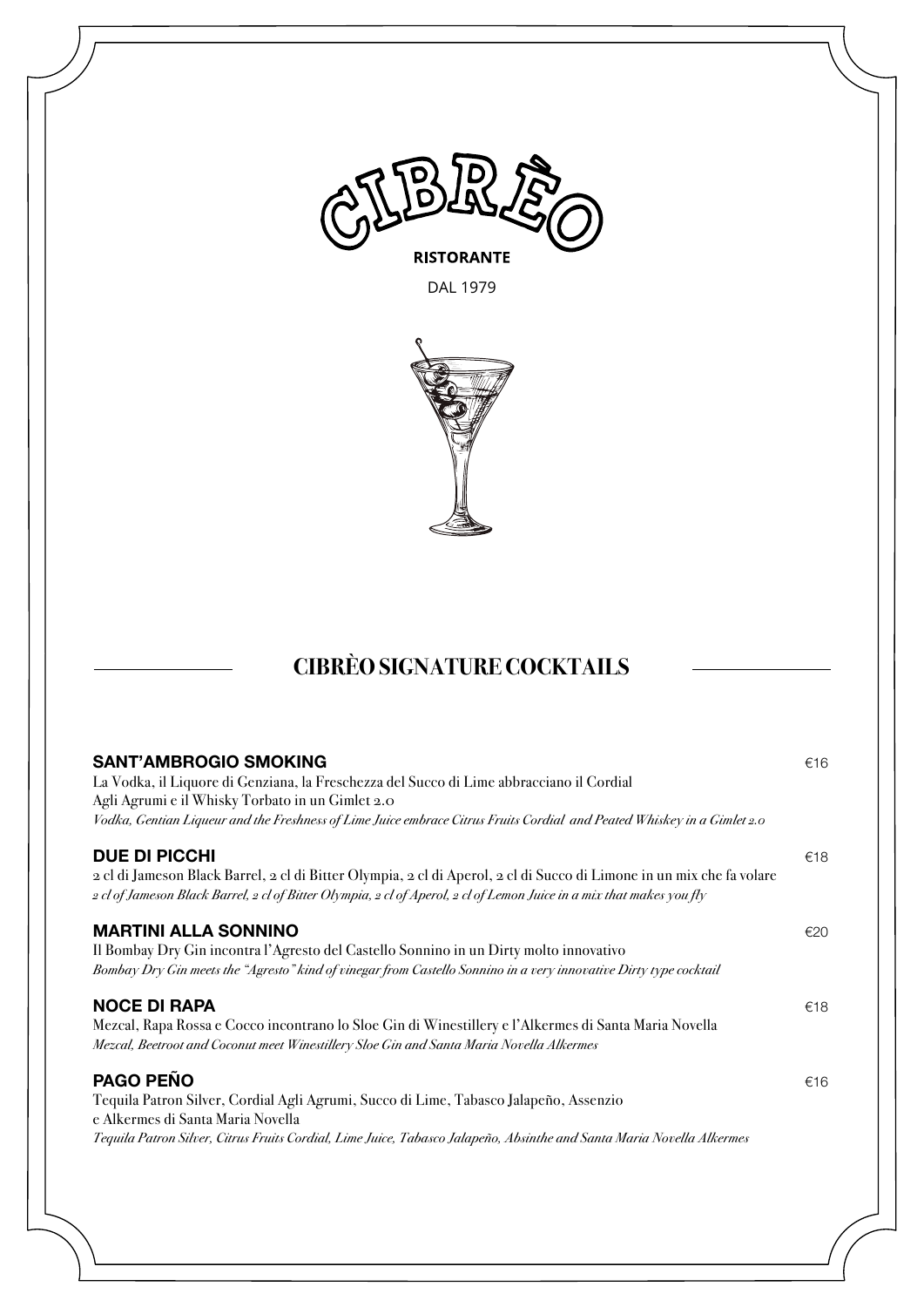# CIBRÈO

**RISTORANTE**

DAL 1979

## CIBRÈO SIGNATURE COCKTAILS

**SANT'AMBROGIO SMOKING** €16

La Vodka, il Liquore di Genziana, la Freschezza del Succo di Lime abbracciano il Cordial Agli Agrumi e il Whisky Torbato in un Gimlet 2.0

*Vodka, Gentian Liqueur and the Freshness of Lime Juice embrace Citrus Fruits Cordial and Peated Whiskey in a Gimlet 2.0*

**DUE DI PICCHI** €18

2 cl di Jameson Black Barrel, 2 cl di Bitter Olympia, 2 cl di Aperol, 2 cl di Succo di Limone in un mix che fa volare

*2 cl of Jameson Black Barrel, 2 cl of Bitter Olympia, 2 cl of Aperol, 2 cl of Lemon Juice in a mix that makes you fly*

**MARTINI ALLA SONNINO** €20

Il Bombay Dry Gin incontra l'Agresto del Castello Sonnino in un Dirty molto innovativo

*Bombay Dry Gin meets the "Agresto" kind of vinegar from Castello Sonnino in a very innovative Dirty type cocktail*

**NOCE DI RAPA** €18

Mezcal, Rapa Rossa e Cocco incontrano lo Sloe Gin di Winestillery e l'Alkermes di Santa Maria Novella

*Mezcal, Beetroot and Coconut meet Winestillery Sloe Gin and Santa Maria Novella Alkermes*

**PAGO PEÑO** €16

Tequila Patron Silver, Cordial Agli Agrumi, Succo di Lime, Tabasco Jalapeño, Assenzio e Alkermes di Santa Maria Novella

*Tequila Patron Silver, Citrus Fruits Cordial, Lime Juice, Tabasco Jalapeño, Absinthe and Santa Maria Novella Alkermes*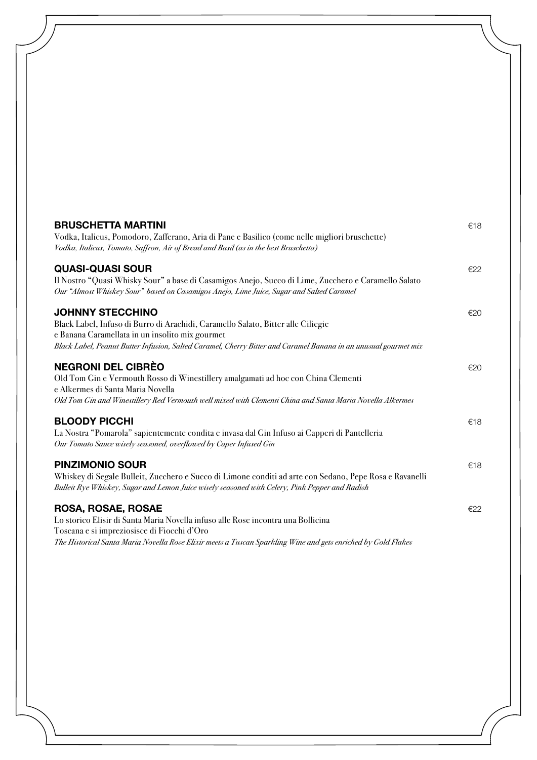**BRUSCHETTA MARTINI** €18

Vodka, Italicus, Pomodoro, Zafferano, Aria di Pane e Basilico (come nelle migliori bruschette)

*Vodka, Italicus, Tomato, Saffron, Air of Bread and Basil (as in the best Bruschetta)*

**QUASI-QUASI SOUR** €22

Il Nostro "Quasi Whisky Sour" a base di Casamigos Anejo, Succo di Lime, Zucchero e Caramello Salato

*Our "Almost Whiskey Sour" based on Casamigos Anejo, Lime Juice, Sugar and Salted Caramel*

**JOHNNY STECCHINO** €20

Black Label, Infuso di Burro di Arachidi, Caramello Salato, Bitter alle Ciliegie
e Banana Caramellata in un insolito mix gourmet

*Black Label, Peanut Butter Infusion, Salted Caramel, Cherry Bitter and Caramel Banana in an unusual gourmet mix*

**NEGRONI DEL CIBRÈO** €20

Old Tom Gin e Vermouth Rosso di Winestillery amalgamati ad hoc con China Clementi
e Alkermes di Santa Maria Novella

*Old Tom Gin and Winestillery Red Vermouth well mixed with Clementi China and Santa Maria Novella Alkermes*

**BLOODY PICCHI** €18

La Nostra "Pomarola" sapientemente condita e invasa dal Gin Infuso ai Capperi di Pantelleria

*Our Tomato Sauce wisely seasoned, overflowed by Caper Infused Gin*

**PINZIMONIO SOUR** €18

Whiskey di Segale Bulleit, Zucchero e Succo di Limone conditi ad arte con Sedano, Pepe Rosa e Ravanelli

*Bulleit Rye Whiskey, Sugar and Lemon Juice wisely seasoned with Celery, Pink Pepper and Radish*

**ROSA, ROSAE, ROSAE** €22

Lo storico Elisir di Santa Maria Novella infuso alle Rose incontra una Bollicina
Toscana e si impreziosisce di Fiocchi d'Oro

*The Historical Santa Maria Novella Rose Elixir meets a Tuscan Sparkling Wine and gets enriched by Gold Flakes*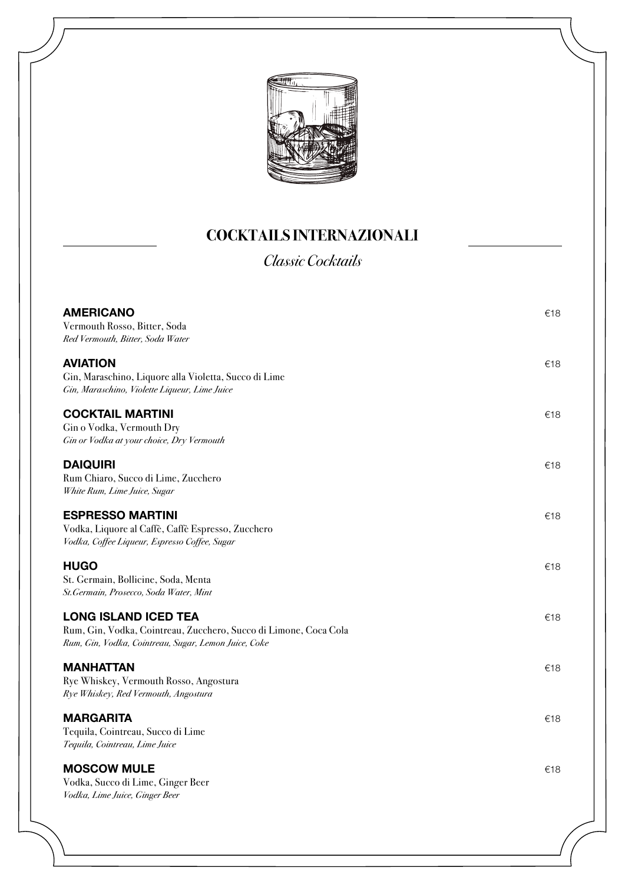## COCKTAILS INTERNAZIONALI

*Classic Cocktails*

**AMERICANO** €18
Vermouth Rosso, Bitter, Soda
*Red Vermouth, Bitter, Soda Water*

**AVIATION** €18
Gin, Maraschino, Liquore alla Violetta, Succo di Lime
*Gin, Maraschino, Violette Liqueur, Lime Juice*

**COCKTAIL MARTINI** €18
Gin o Vodka, Vermouth Dry
*Gin or Vodka at your choice, Dry Vermouth*

**DAIQUIRI** €18
Rum Chiaro, Succo di Lime, Zucchero
*White Rum, Lime Juice, Sugar*

**ESPRESSO MARTINI** €18
Vodka, Liquore al Caffè, Caffè Espresso, Zucchero
*Vodka, Coffee Liqueur, Espresso Coffee, Sugar*

**HUGO** €18
St. Germain, Bollicine, Soda, Menta
*St.Germain, Prosecco, Soda Water, Mint*

**LONG ISLAND ICED TEA** €18
Rum, Gin, Vodka, Cointreau, Zucchero, Succo di Limone, Coca Cola
*Rum, Gin, Vodka, Cointreau, Sugar, Lemon Juice, Coke*

**MANHATTAN** €18
Rye Whiskey, Vermouth Rosso, Angostura
*Rye Whiskey, Red Vermouth, Angostura*

**MARGARITA** €18
Tequila, Cointreau, Succo di Lime
*Tequila, Cointreau, Lime Juice*

**MOSCOW MULE** €18
Vodka, Succo di Lime, Ginger Beer
*Vodka, Lime Juice, Ginger Beer*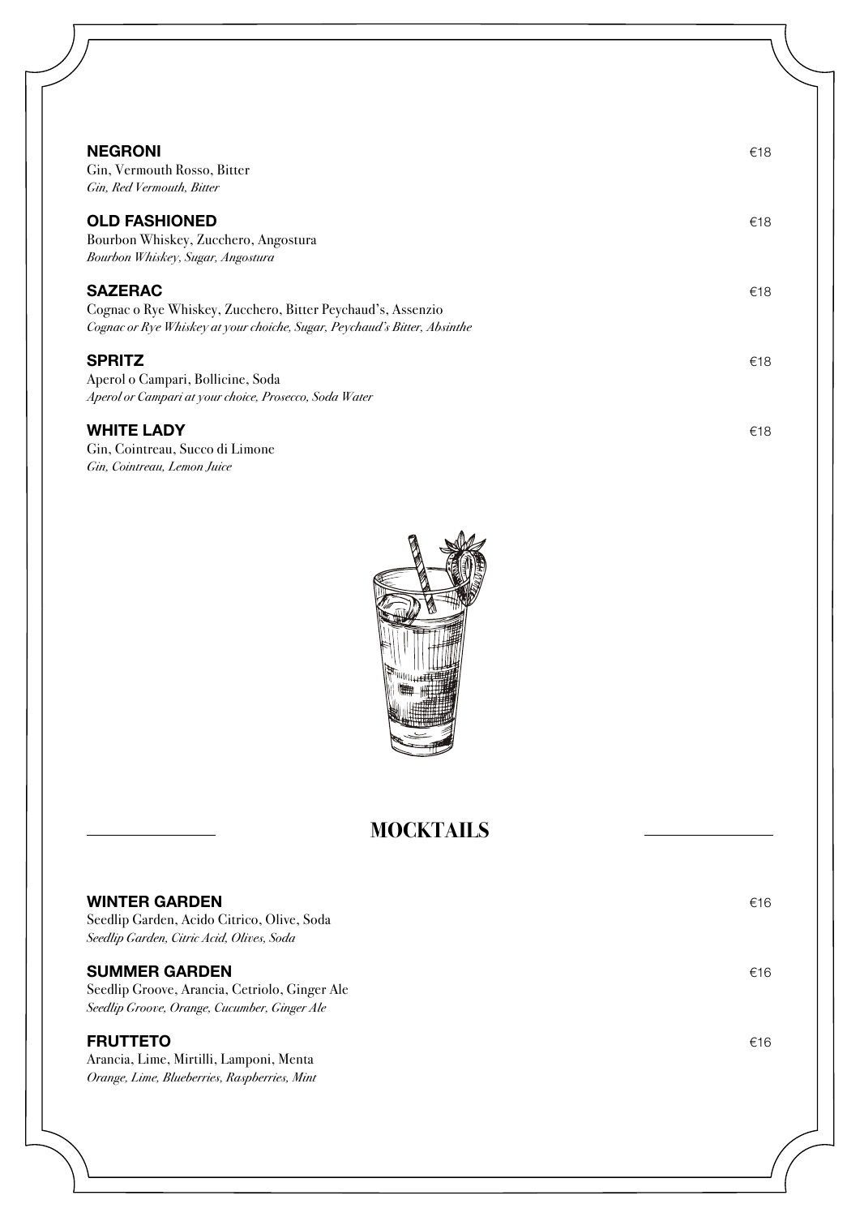**NEGRONI** €18

Gin, Vermouth Rosso, Bitter

*Gin, Red Vermouth, Bitter*

**OLD FASHIONED** €18

Bourbon Whiskey, Zucchero, Angostura

*Bourbon Whiskey, Sugar, Angostura*

**SAZERAC** €18

Cognac o Rye Whiskey, Zucchero, Bitter Peychaud's, Assenzio

*Cognac or Rye Whiskey at your choiche, Sugar, Peychaud's Bitter, Absinthe*

**SPRITZ** €18

Aperol o Campari, Bollicine, Soda

*Aperol or Campari at your choice, Prosecco, Soda Water*

**WHITE LADY** €18

Gin, Cointreau, Succo di Limone

*Gin, Cointreau, Lemon Juice*

## MOCKTAILS

**WINTER GARDEN** €16

Seedlip Garden, Acido Citrico, Olive, Soda

*Seedlip Garden, Citric Acid, Olives, Soda*

**SUMMER GARDEN** €16

Seedlip Groove, Arancia, Cetriolo, Ginger Ale

*Seedlip Groove, Orange, Cucumber, Ginger Ale*

**FRUTTETO** €16

Arancia, Lime, Mirtilli, Lamponi, Menta

*Orange, Lime, Blueberries, Raspberries, Mint*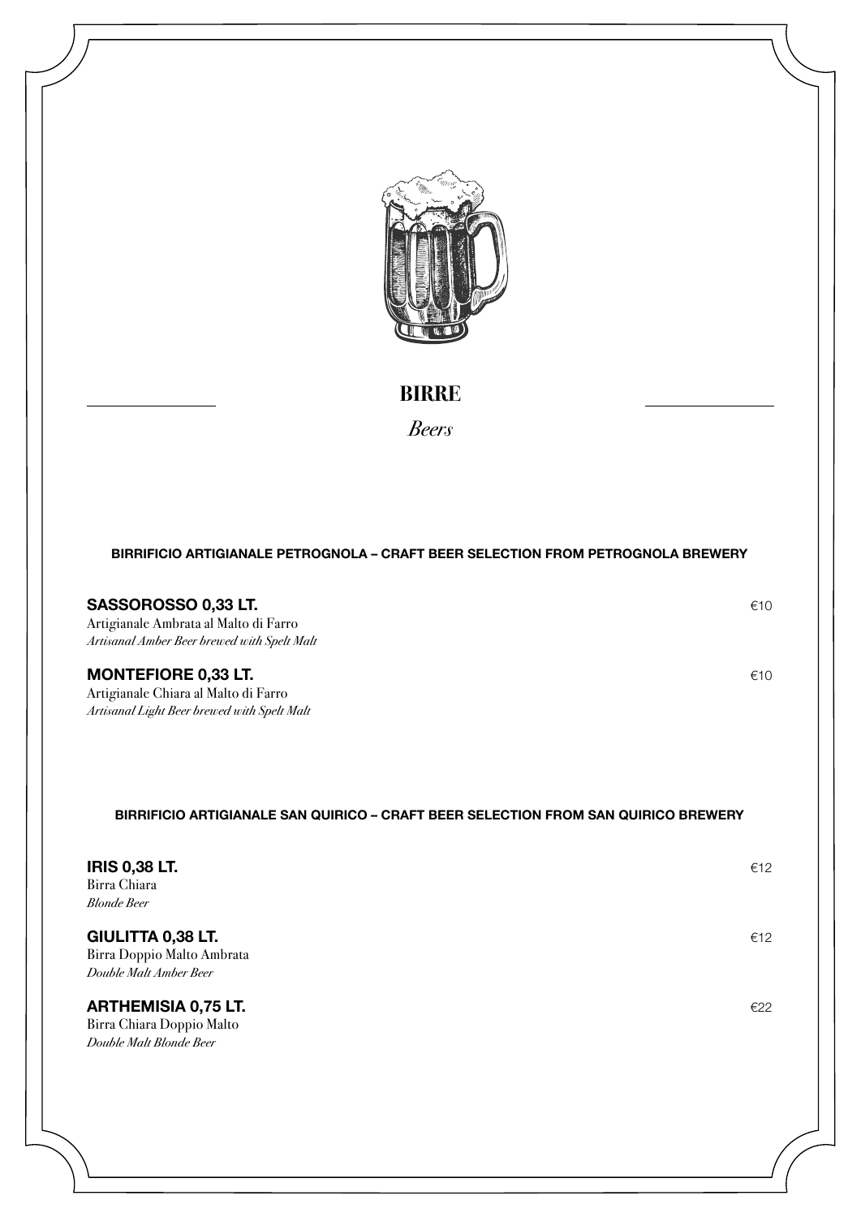# BIRRE

*Beers*

**BIRRIFICIO ARTIGIANALE PETROGNOLA – CRAFT BEER SELECTION FROM PETROGNOLA BREWERY**

**SASSOROSSO 0,33 LT.** €10
Artigianale Ambrata al Malto di Farro
*Artisanal Amber Beer brewed with Spelt Malt*

**MONTEFIORE 0,33 LT.** €10
Artigianale Chiara al Malto di Farro
*Artisanal Light Beer brewed with Spelt Malt*

**BIRRIFICIO ARTIGIANALE SAN QUIRICO – CRAFT BEER SELECTION FROM SAN QUIRICO BREWERY**

**IRIS 0,38 LT.** €12
Birra Chiara
*Blonde Beer*

**GIULITTA 0,38 LT.** €12
Birra Doppio Malto Ambrata
*Double Malt Amber Beer*

**ARTHEMISIA 0,75 LT.** €22
Birra Chiara Doppio Malto
*Double Malt Blonde Beer*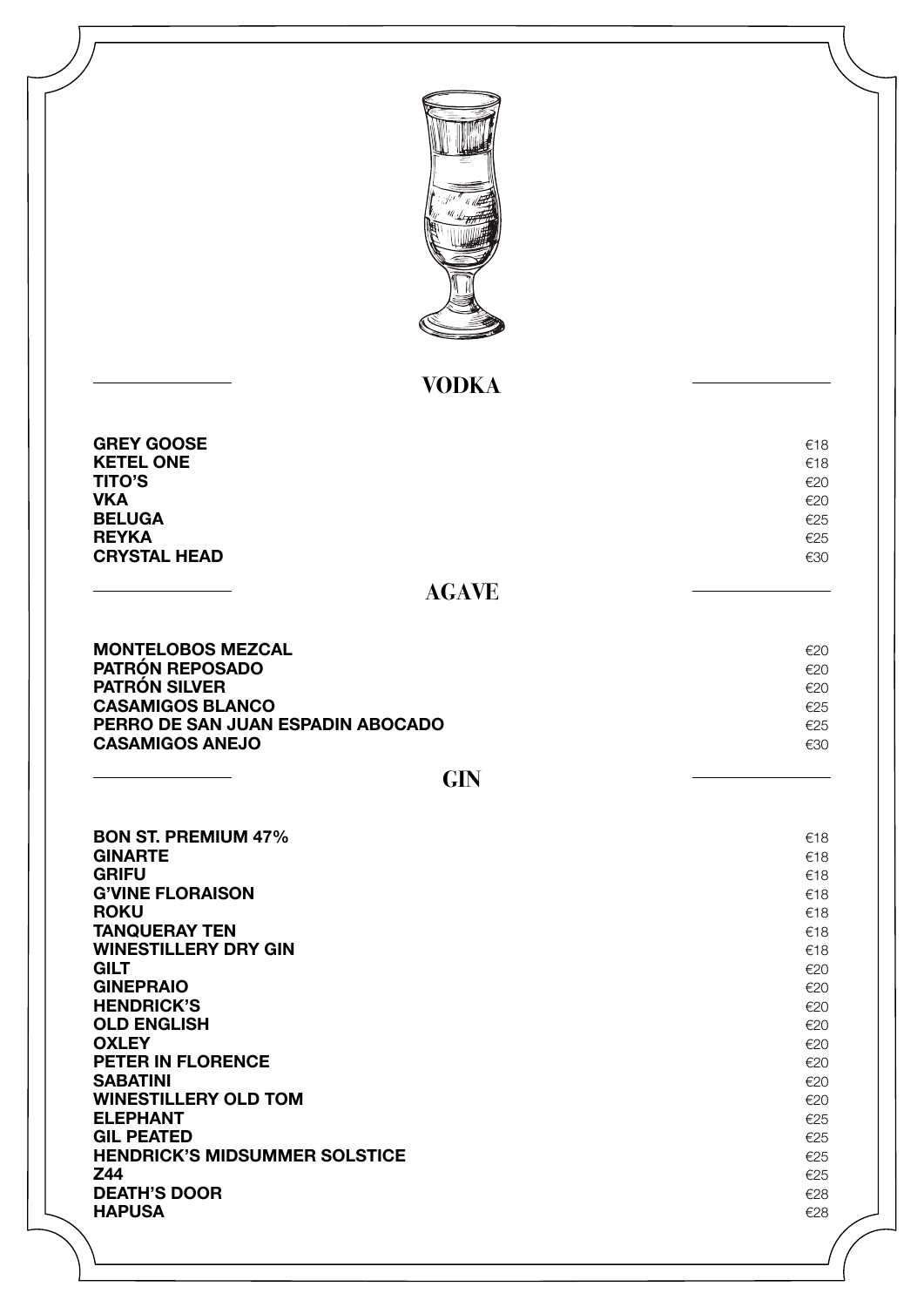## VODKA

| | |
|---|---|
| **GREY GOOSE** | €18 |
| **KETEL ONE** | €18 |
| **TITO'S** | €20 |
| **VKA** | €20 |
| **BELUGA** | €25 |
| **REYKA** | €25 |
| **CRYSTAL HEAD** | €30 |

## AGAVE

| | |
|---|---|
| **MONTELOBOS MEZCAL** | €20 |
| **PATRÓN REPOSADO** | €20 |
| **PATRÓN SILVER** | €20 |
| **CASAMIGOS BLANCO** | €25 |
| **PERRO DE SAN JUAN ESPADIN ABOCADO** | €25 |
| **CASAMIGOS ANEJO** | €30 |

## GIN

| | |
|---|---|
| **BON ST. PREMIUM 47%** | €18 |
| **GINARTE** | €18 |
| **GRIFU** | €18 |
| **G'VINE FLORAISON** | €18 |
| **ROKU** | €18 |
| **TANQUERAY TEN** | €18 |
| **WINESTILLERY DRY GIN** | €18 |
| **GILT** | €20 |
| **GINEPRAIO** | €20 |
| **HENDRICK'S** | €20 |
| **OLD ENGLISH** | €20 |
| **OXLEY** | €20 |
| **PETER IN FLORENCE** | €20 |
| **SABATINI** | €20 |
| **WINESTILLERY OLD TOM** | €20 |
| **ELEPHANT** | €25 |
| **GIL PEATED** | €25 |
| **HENDRICK'S MIDSUMMER SOLSTICE** | €25 |
| **Z44** | €25 |
| **DEATH'S DOOR** | €28 |
| **HAPUSA** | €28 |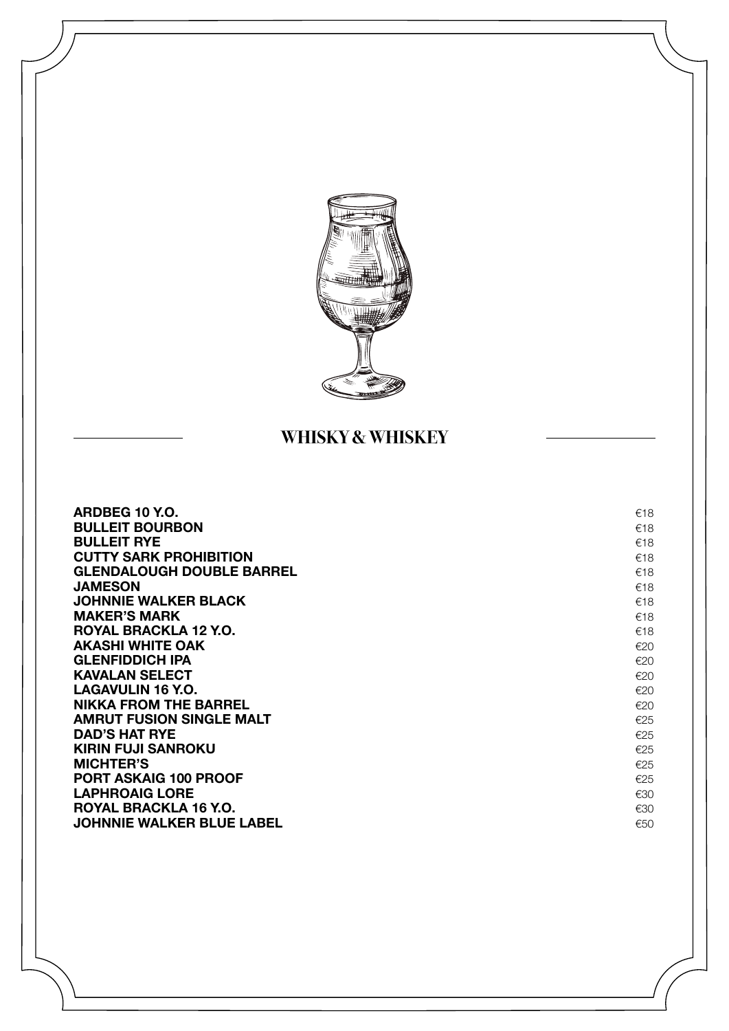## WHISKY & WHISKEY

| | |
|---|---|
| **ARDBEG 10 Y.O.** | €18 |
| **BULLEIT BOURBON** | €18 |
| **BULLEIT RYE** | €18 |
| **CUTTY SARK PROHIBITION** | €18 |
| **GLENDALOUGH DOUBLE BARREL** | €18 |
| **JAMESON** | €18 |
| **JOHNNIE WALKER BLACK** | €18 |
| **MAKER'S MARK** | €18 |
| **ROYAL BRACKLA 12 Y.O.** | €18 |
| **AKASHI WHITE OAK** | €20 |
| **GLENFIDDICH IPA** | €20 |
| **KAVALAN SELECT** | €20 |
| **LAGAVULIN 16 Y.O.** | €20 |
| **NIKKA FROM THE BARREL** | €20 |
| **AMRUT FUSION SINGLE MALT** | €25 |
| **DAD'S HAT RYE** | €25 |
| **KIRIN FUJI SANROKU** | €25 |
| **MICHTER'S** | €25 |
| **PORT ASKAIG 100 PROOF** | €25 |
| **LAPHROAIG LORE** | €30 |
| **ROYAL BRACKLA 16 Y.O.** | €30 |
| **JOHNNIE WALKER BLUE LABEL** | €50 |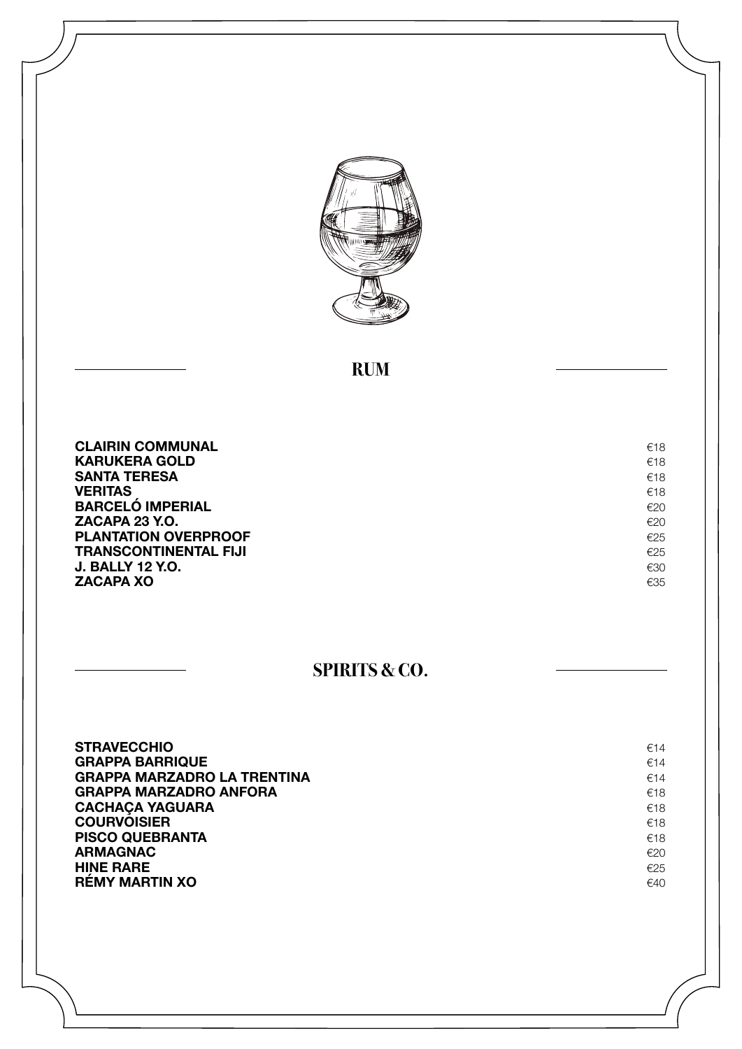## RUM

| | |
|---|---|
| **CLAIRIN COMMUNAL** | €18 |
| **KARUKERA GOLD** | €18 |
| **SANTA TERESA** | €18 |
| **VERITAS** | €18 |
| **BARCELÓ IMPERIAL** | €20 |
| **ZACAPA 23 Y.O.** | €20 |
| **PLANTATION OVERPROOF** | €25 |
| **TRANSCONTINENTAL FIJI** | €25 |
| **J. BALLY 12 Y.O.** | €30 |
| **ZACAPA XO** | €35 |

## SPIRITS & CO.

| | |
|---|---|
| **STRAVECCHIO** | €14 |
| **GRAPPA BARRIQUE** | €14 |
| **GRAPPA MARZADRO LA TRENTINA** | €14 |
| **GRAPPA MARZADRO ANFORA** | €18 |
| **CACHAÇA YAGUARA** | €18 |
| **COURVOISIER** | €18 |
| **PISCO QUEBRANTA** | €18 |
| **ARMAGNAC** | €20 |
| **HINE RARE** | €25 |
| **RÉMY MARTIN XO** | €40 |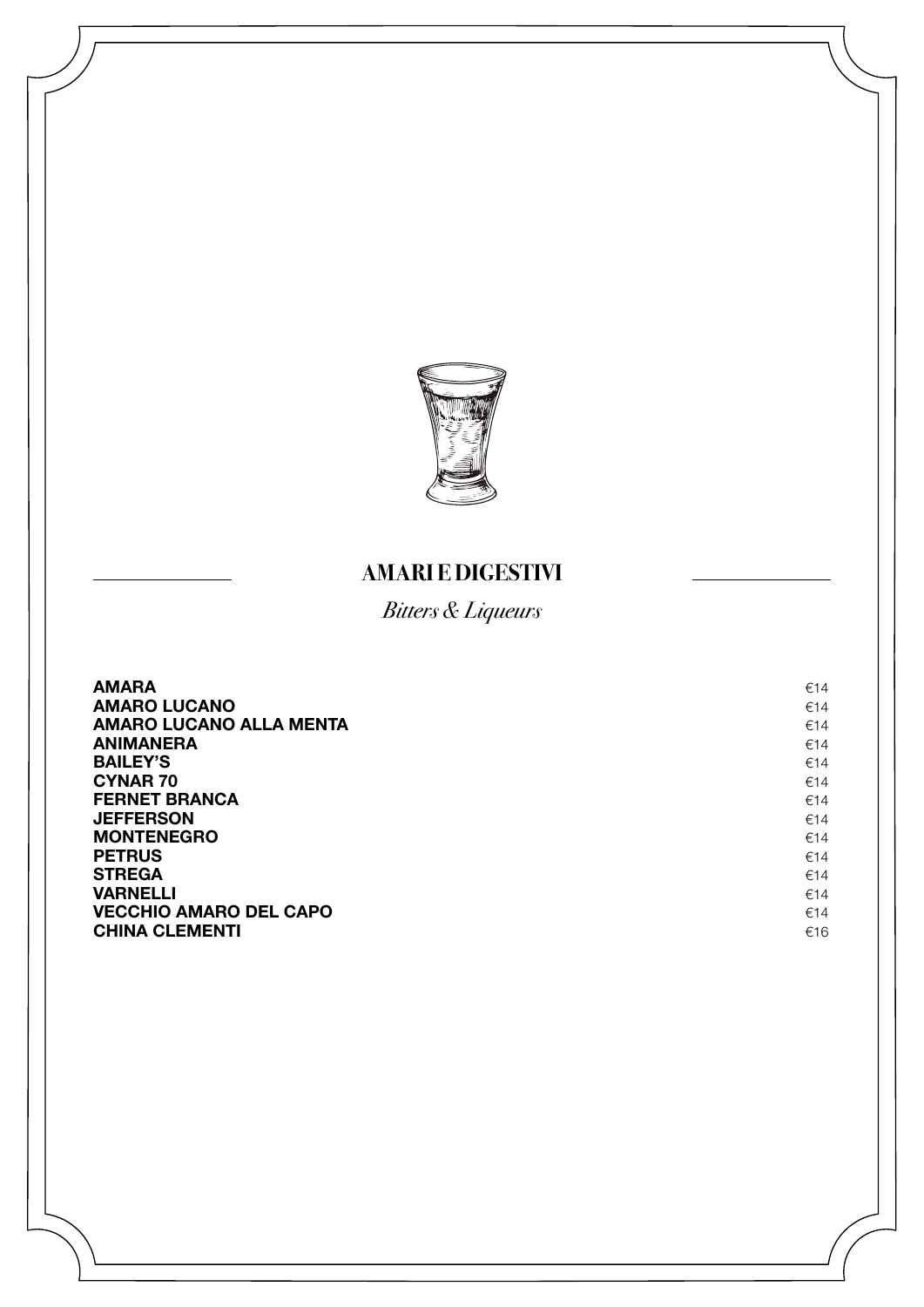## AMARI E DIGESTIVI

*Bitters & Liqueurs*

| | |
|---|---|
| **AMARA** | €14 |
| **AMARO LUCANO** | €14 |
| **AMARO LUCANO ALLA MENTA** | €14 |
| **ANIMANERA** | €14 |
| **BAILEY'S** | €14 |
| **CYNAR 70** | €14 |
| **FERNET BRANCA** | €14 |
| **JEFFERSON** | €14 |
| **MONTENEGRO** | €14 |
| **PETRUS** | €14 |
| **STREGA** | €14 |
| **VARNELLI** | €14 |
| **VECCHIO AMARO DEL CAPO** | €14 |
| **CHINA CLEMENTI** | €16 |